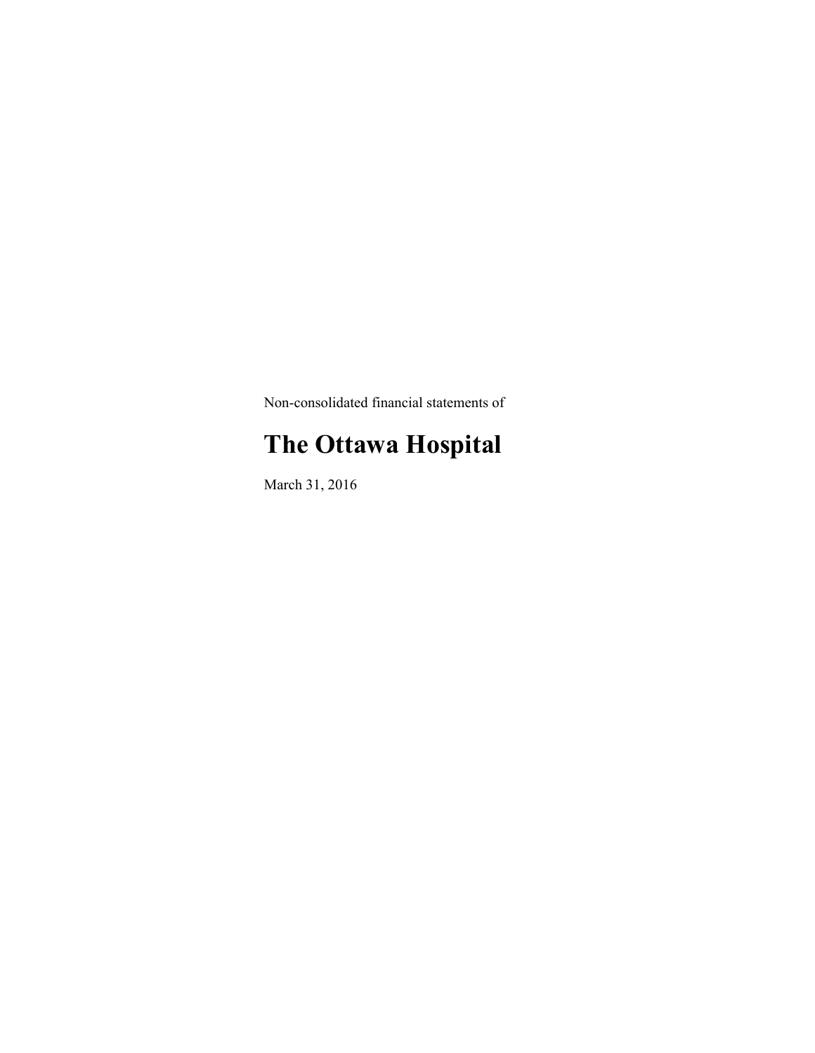Non-consolidated financial statements of

# The Ottawa Hospital

March 31, 2016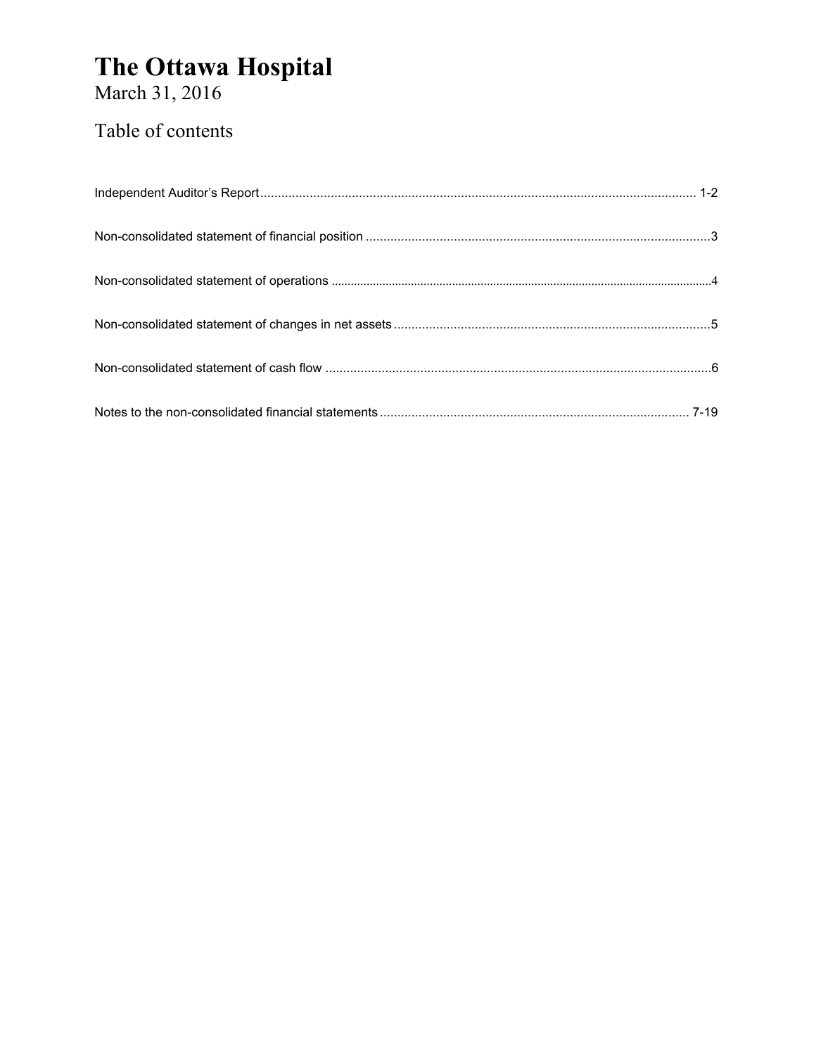# The Ottawa Hospital

March 31, 2016

## Table of contents

| | |
|---|---|
| Independent Auditor's Report | 1-2 |
| Non-consolidated statement of financial position | 3 |
| Non-consolidated statement of operations | 4 |
| Non-consolidated statement of changes in net assets | 5 |
| Non-consolidated statement of cash flow | 6 |
| Notes to the non-consolidated financial statements | 7-19 |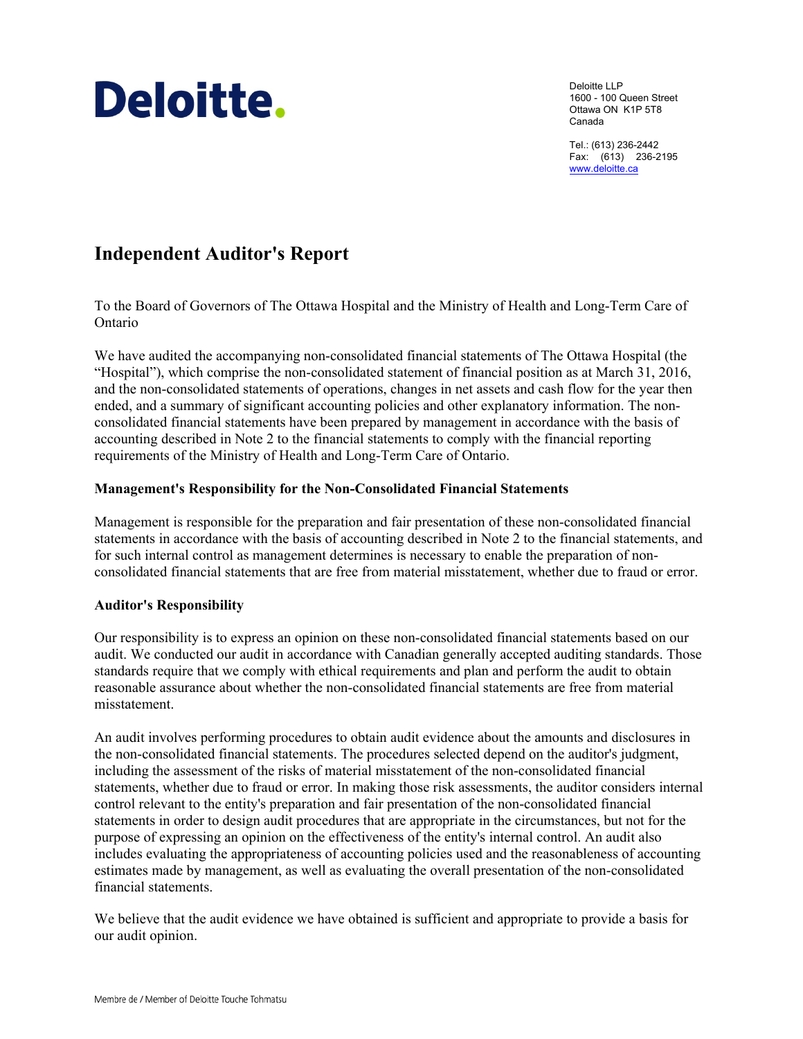Deloitte.

Deloitte LLP
1600 - 100 Queen Street
Ottawa ON K1P 5T8
Canada

Tel.: (613) 236-2442
Fax: (613) 236-2195
www.deloitte.ca

# Independent Auditor's Report

To the Board of Governors of The Ottawa Hospital and the Ministry of Health and Long-Term Care of Ontario

We have audited the accompanying non-consolidated financial statements of The Ottawa Hospital (the "Hospital"), which comprise the non-consolidated statement of financial position as at March 31, 2016, and the non-consolidated statements of operations, changes in net assets and cash flow for the year then ended, and a summary of significant accounting policies and other explanatory information. The non-consolidated financial statements have been prepared by management in accordance with the basis of accounting described in Note 2 to the financial statements to comply with the financial reporting requirements of the Ministry of Health and Long-Term Care of Ontario.

### Management's Responsibility for the Non-Consolidated Financial Statements

Management is responsible for the preparation and fair presentation of these non-consolidated financial statements in accordance with the basis of accounting described in Note 2 to the financial statements, and for such internal control as management determines is necessary to enable the preparation of non-consolidated financial statements that are free from material misstatement, whether due to fraud or error.

### Auditor's Responsibility

Our responsibility is to express an opinion on these non-consolidated financial statements based on our audit. We conducted our audit in accordance with Canadian generally accepted auditing standards. Those standards require that we comply with ethical requirements and plan and perform the audit to obtain reasonable assurance about whether the non-consolidated financial statements are free from material misstatement.

An audit involves performing procedures to obtain audit evidence about the amounts and disclosures in the non-consolidated financial statements. The procedures selected depend on the auditor's judgment, including the assessment of the risks of material misstatement of the non-consolidated financial statements, whether due to fraud or error. In making those risk assessments, the auditor considers internal control relevant to the entity's preparation and fair presentation of the non-consolidated financial statements in order to design audit procedures that are appropriate in the circumstances, but not for the purpose of expressing an opinion on the effectiveness of the entity's internal control. An audit also includes evaluating the appropriateness of accounting policies used and the reasonableness of accounting estimates made by management, as well as evaluating the overall presentation of the non-consolidated financial statements.

We believe that the audit evidence we have obtained is sufficient and appropriate to provide a basis for our audit opinion.

Membre de / Member of Deloitte Touche Tohmatsu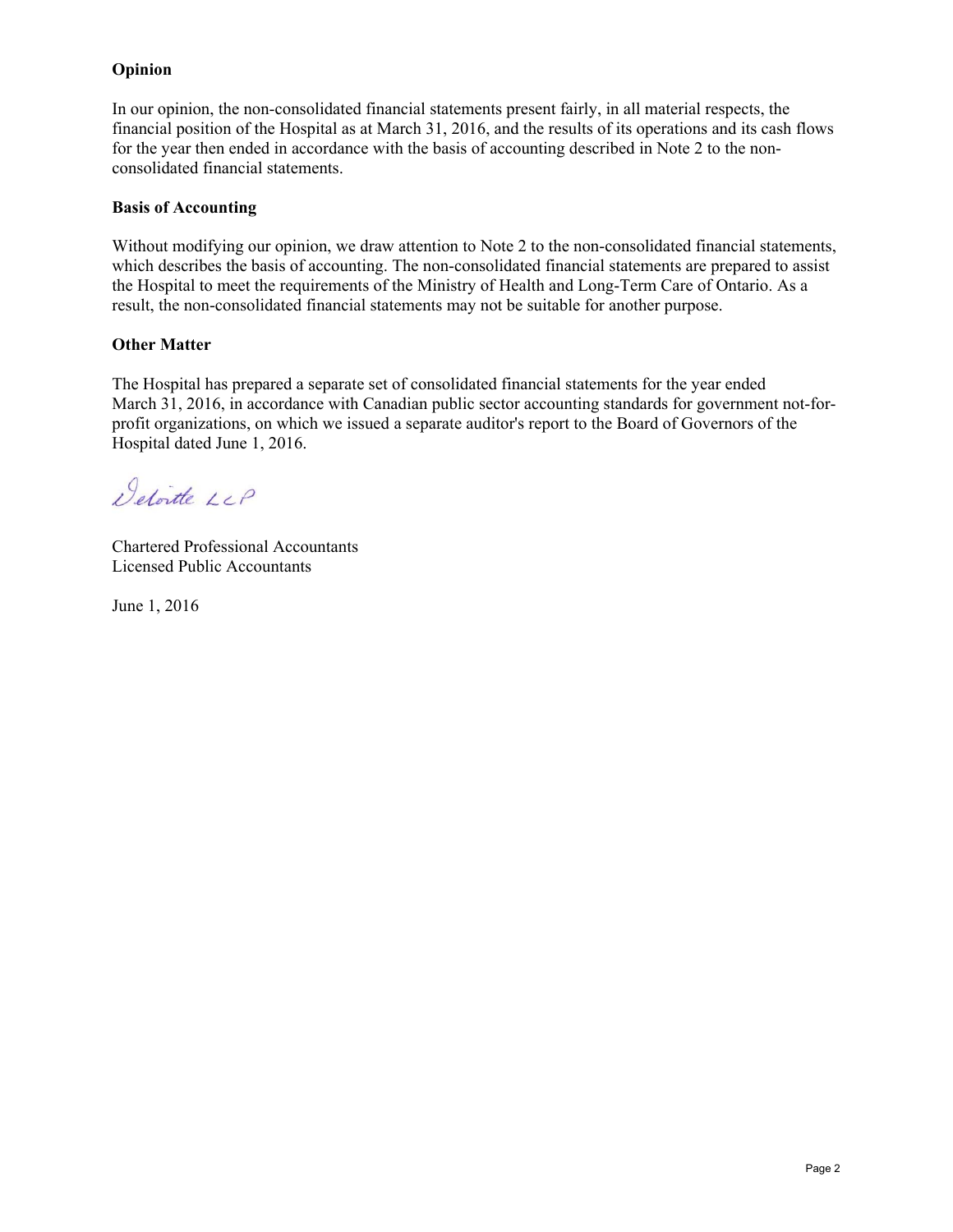**Opinion**

In our opinion, the non-consolidated financial statements present fairly, in all material respects, the financial position of the Hospital as at March 31, 2016, and the results of its operations and its cash flows for the year then ended in accordance with the basis of accounting described in Note 2 to the non-consolidated financial statements.

**Basis of Accounting**

Without modifying our opinion, we draw attention to Note 2 to the non-consolidated financial statements, which describes the basis of accounting. The non-consolidated financial statements are prepared to assist the Hospital to meet the requirements of the Ministry of Health and Long-Term Care of Ontario. As a result, the non-consolidated financial statements may not be suitable for another purpose.

**Other Matter**

The Hospital has prepared a separate set of consolidated financial statements for the year ended March 31, 2016, in accordance with Canadian public sector accounting standards for government not-for-profit organizations, on which we issued a separate auditor's report to the Board of Governors of the Hospital dated June 1, 2016.

Deloitte LLP

Chartered Professional Accountants
Licensed Public Accountants

June 1, 2016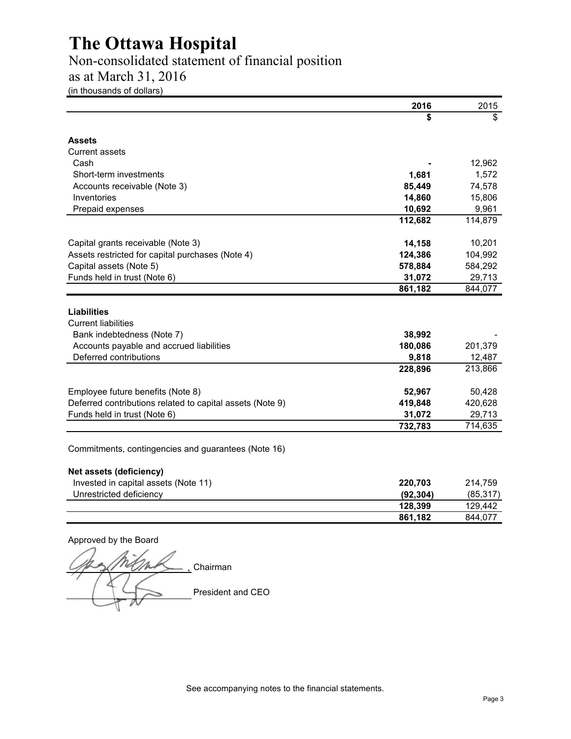# The Ottawa Hospital

## Non-consolidated statement of financial position

## as at March 31, 2016

(in thousands of dollars)

| | 2016 | 2015 |
|---|---|---|
| | $ | $ |
| **Assets** | | |
| Current assets | | |
| Cash | - | 12,962 |
| Short-term investments | 1,681 | 1,572 |
| Accounts receivable (Note 3) | 85,449 | 74,578 |
| Inventories | 14,860 | 15,806 |
| Prepaid expenses | 10,692 | 9,961 |
| | 112,682 | 114,879 |
| Capital grants receivable (Note 3) | 14,158 | 10,201 |
| Assets restricted for capital purchases (Note 4) | 124,386 | 104,992 |
| Capital assets (Note 5) | 578,884 | 584,292 |
| Funds held in trust (Note 6) | 31,072 | 29,713 |
| | 861,182 | 844,077 |
| **Liabilities** | | |
| Current liabilities | | |
| Bank indebtedness (Note 7) | 38,992 | - |
| Accounts payable and accrued liabilities | 180,086 | 201,379 |
| Deferred contributions | 9,818 | 12,487 |
| | 228,896 | 213,866 |
| Employee future benefits (Note 8) | 52,967 | 50,428 |
| Deferred contributions related to capital assets (Note 9) | 419,848 | 420,628 |
| Funds held in trust (Note 6) | 31,072 | 29,713 |
| | 732,783 | 714,635 |
| Commitments, contingencies and guarantees (Note 16) | | |
| **Net assets (deficiency)** | | |
| Invested in capital assets (Note 11) | 220,703 | 214,759 |
| Unrestricted deficiency | (92,304) | (85,317) |
| | 128,399 | 129,442 |
| | 861,182 | 844,077 |

Approved by the Board

_______________________ Chairman

_______________________ President and CEO

See accompanying notes to the financial statements.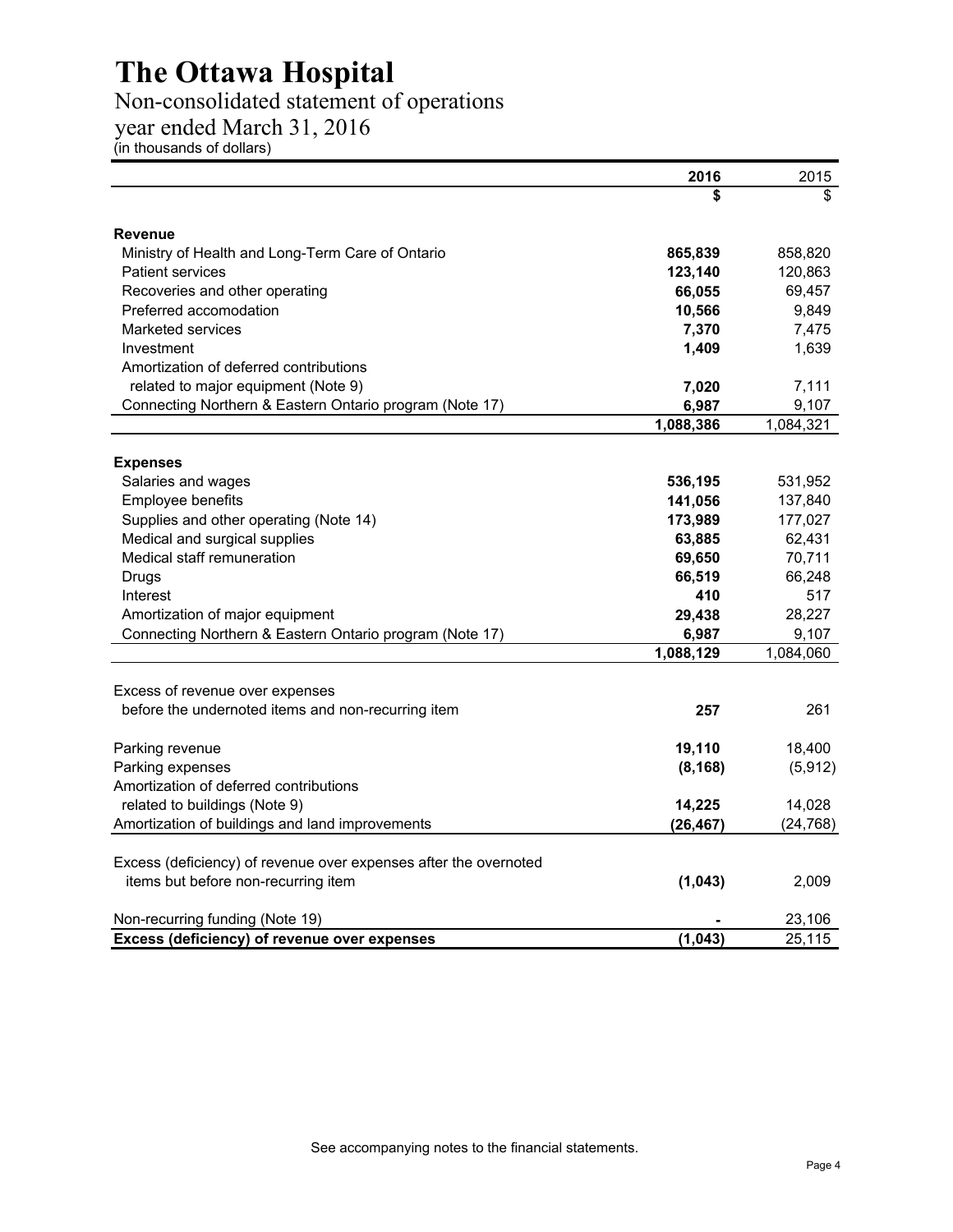# The Ottawa Hospital

## Non-consolidated statement of operations

## year ended March 31, 2016

(in thousands of dollars)

| | 2016 | 2015 |
|---|---|---|
| | $ | $ |
| **Revenue** | | |
| Ministry of Health and Long-Term Care of Ontario | **865,839** | 858,820 |
| Patient services | **123,140** | 120,863 |
| Recoveries and other operating | **66,055** | 69,457 |
| Preferred accomodation | **10,566** | 9,849 |
| Marketed services | **7,370** | 7,475 |
| Investment | **1,409** | 1,639 |
| Amortization of deferred contributions related to major equipment (Note 9) | **7,020** | 7,111 |
| Connecting Northern & Eastern Ontario program (Note 17) | **6,987** | 9,107 |
| | **1,088,386** | 1,084,321 |
| **Expenses** | | |
| Salaries and wages | **536,195** | 531,952 |
| Employee benefits | **141,056** | 137,840 |
| Supplies and other operating (Note 14) | **173,989** | 177,027 |
| Medical and surgical supplies | **63,885** | 62,431 |
| Medical staff remuneration | **69,650** | 70,711 |
| Drugs | **66,519** | 66,248 |
| Interest | **410** | 517 |
| Amortization of major equipment | **29,438** | 28,227 |
| Connecting Northern & Eastern Ontario program (Note 17) | **6,987** | 9,107 |
| | **1,088,129** | 1,084,060 |
| Excess of revenue over expenses before the undernoted items and non-recurring item | **257** | 261 |
| Parking revenue | **19,110** | 18,400 |
| Parking expenses | **(8,168)** | (5,912) |
| Amortization of deferred contributions related to buildings (Note 9) | **14,225** | 14,028 |
| Amortization of buildings and land improvements | **(26,467)** | (24,768) |
| Excess (deficiency) of revenue over expenses after the overnoted items but before non-recurring item | **(1,043)** | 2,009 |
| Non-recurring funding (Note 19) | **-** | 23,106 |
| **Excess (deficiency) of revenue over expenses** | **(1,043)** | 25,115 |

See accompanying notes to the financial statements.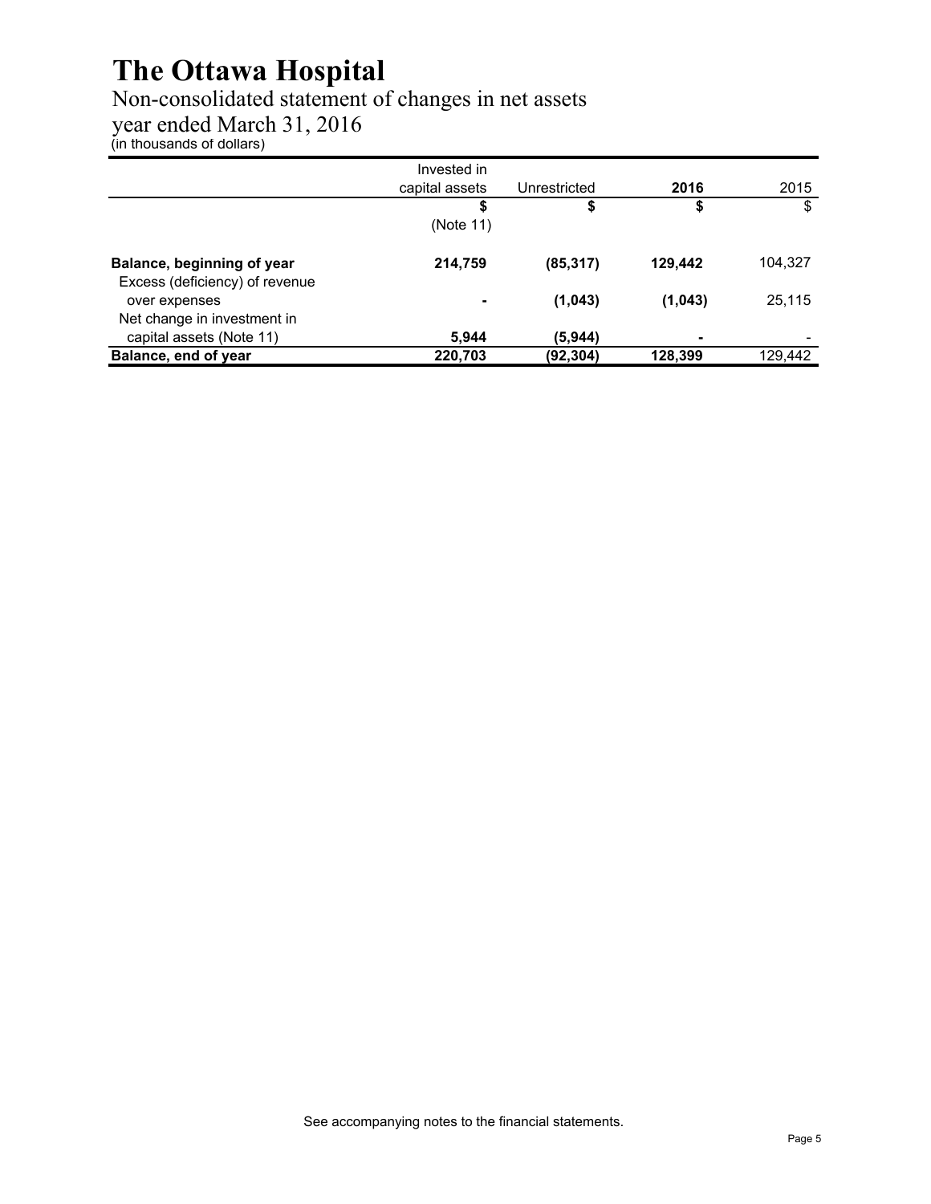# The Ottawa Hospital

## Non-consolidated statement of changes in net assets

## year ended March 31, 2016

(in thousands of dollars)

| | Invested in capital assets | Unrestricted | **2016** | 2015 |
|---|---|---|---|---|
| | **$** (Note 11) | **$** | **$** | $ |
| **Balance, beginning of year** | **214,759** | **(85,317)** | **129,442** | 104,327 |
| Excess (deficiency) of revenue over expenses | **-** | **(1,043)** | **(1,043)** | 25,115 |
| Net change in investment in capital assets (Note 11) | **5,944** | **(5,944)** | **-** | - |
| **Balance, end of year** | **220,703** | **(92,304)** | **128,399** | 129,442 |

See accompanying notes to the financial statements.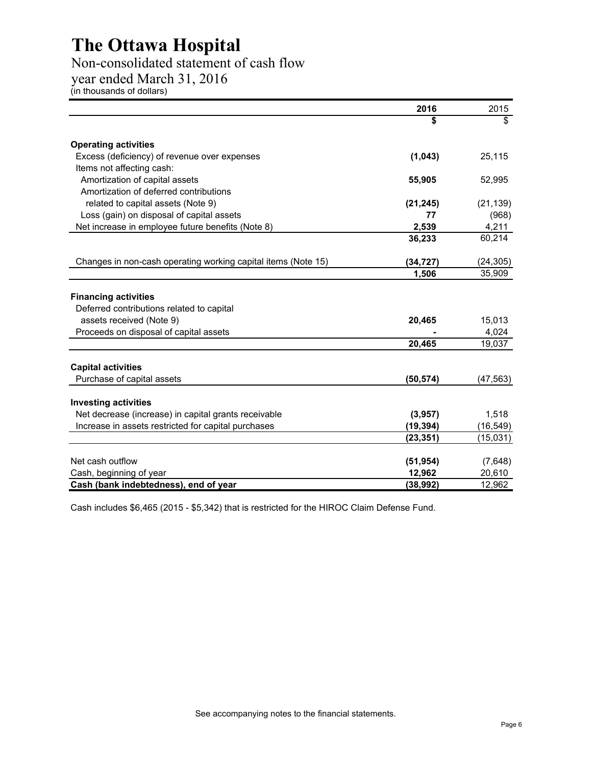# The Ottawa Hospital

Non-consolidated statement of cash flow

year ended March 31, 2016

(in thousands of dollars)

| | 2016 | 2015 |
|---|---|---|
| | $ | $ |
| **Operating activities** | | |
| Excess (deficiency) of revenue over expenses | (1,043) | 25,115 |
| Items not affecting cash: | | |
| Amortization of capital assets | 55,905 | 52,995 |
| Amortization of deferred contributions related to capital assets (Note 9) | (21,245) | (21,139) |
| Loss (gain) on disposal of capital assets | 77 | (968) |
| Net increase in employee future benefits (Note 8) | 2,539 | 4,211 |
| | 36,233 | 60,214 |
| Changes in non-cash operating working capital items (Note 15) | (34,727) | (24,305) |
| | 1,506 | 35,909 |
| **Financing activities** | | |
| Deferred contributions related to capital assets received (Note 9) | 20,465 | 15,013 |
| Proceeds on disposal of capital assets | - | 4,024 |
| | 20,465 | 19,037 |
| **Capital activities** | | |
| Purchase of capital assets | (50,574) | (47,563) |
| **Investing activities** | | |
| Net decrease (increase) in capital grants receivable | (3,957) | 1,518 |
| Increase in assets restricted for capital purchases | (19,394) | (16,549) |
| | (23,351) | (15,031) |
| Net cash outflow | (51,954) | (7,648) |
| Cash, beginning of year | 12,962 | 20,610 |
| **Cash (bank indebtedness), end of year** | (38,992) | 12,962 |

Cash includes $6,465 (2015 - $5,342) that is restricted for the HIROC Claim Defense Fund.

See accompanying notes to the financial statements.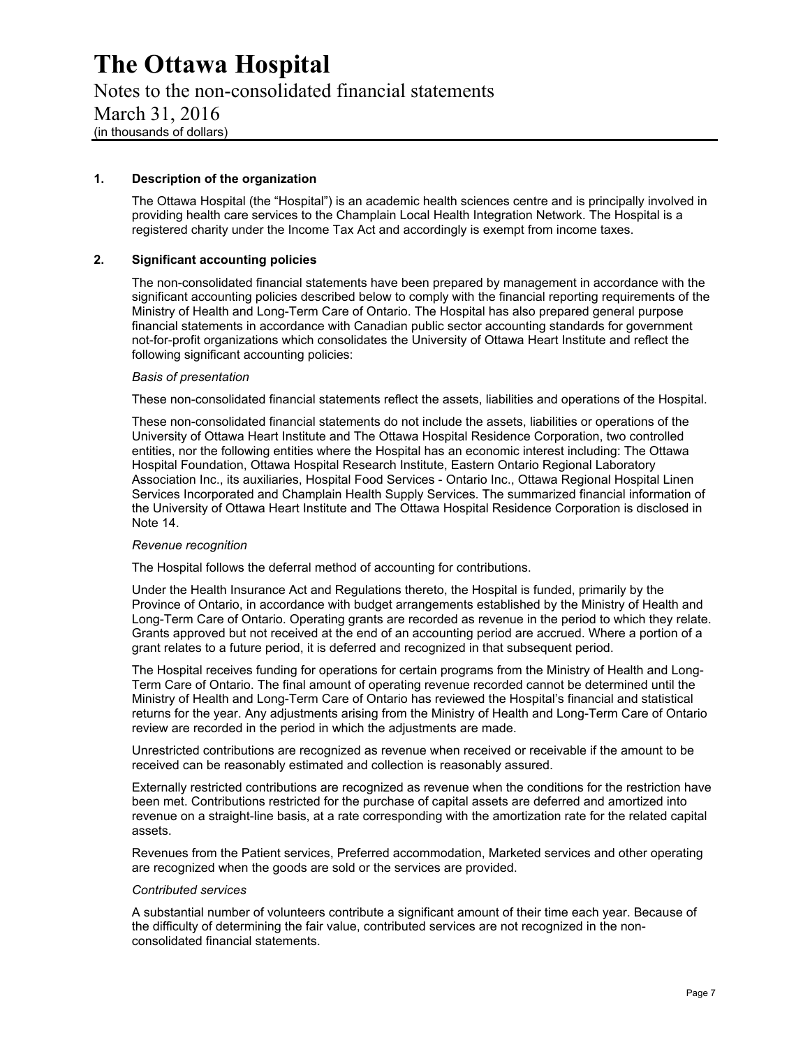# The Ottawa Hospital

Notes to the non-consolidated financial statements

March 31, 2016

(in thousands of dollars)

## 1. Description of the organization

The Ottawa Hospital (the “Hospital”) is an academic health sciences centre and is principally involved in providing health care services to the Champlain Local Health Integration Network. The Hospital is a registered charity under the Income Tax Act and accordingly is exempt from income taxes.

## 2. Significant accounting policies

The non-consolidated financial statements have been prepared by management in accordance with the significant accounting policies described below to comply with the financial reporting requirements of the Ministry of Health and Long-Term Care of Ontario. The Hospital has also prepared general purpose financial statements in accordance with Canadian public sector accounting standards for government not-for-profit organizations which consolidates the University of Ottawa Heart Institute and reflect the following significant accounting policies:

*Basis of presentation*

These non-consolidated financial statements reflect the assets, liabilities and operations of the Hospital.

These non-consolidated financial statements do not include the assets, liabilities or operations of the University of Ottawa Heart Institute and The Ottawa Hospital Residence Corporation, two controlled entities, nor the following entities where the Hospital has an economic interest including: The Ottawa Hospital Foundation, Ottawa Hospital Research Institute, Eastern Ontario Regional Laboratory Association Inc., its auxiliaries, Hospital Food Services - Ontario Inc., Ottawa Regional Hospital Linen Services Incorporated and Champlain Health Supply Services. The summarized financial information of the University of Ottawa Heart Institute and The Ottawa Hospital Residence Corporation is disclosed in Note 14.

*Revenue recognition*

The Hospital follows the deferral method of accounting for contributions.

Under the Health Insurance Act and Regulations thereto, the Hospital is funded, primarily by the Province of Ontario, in accordance with budget arrangements established by the Ministry of Health and Long-Term Care of Ontario. Operating grants are recorded as revenue in the period to which they relate. Grants approved but not received at the end of an accounting period are accrued. Where a portion of a grant relates to a future period, it is deferred and recognized in that subsequent period.

The Hospital receives funding for operations for certain programs from the Ministry of Health and Long-Term Care of Ontario. The final amount of operating revenue recorded cannot be determined until the Ministry of Health and Long-Term Care of Ontario has reviewed the Hospital’s financial and statistical returns for the year. Any adjustments arising from the Ministry of Health and Long-Term Care of Ontario review are recorded in the period in which the adjustments are made.

Unrestricted contributions are recognized as revenue when received or receivable if the amount to be received can be reasonably estimated and collection is reasonably assured.

Externally restricted contributions are recognized as revenue when the conditions for the restriction have been met. Contributions restricted for the purchase of capital assets are deferred and amortized into revenue on a straight-line basis, at a rate corresponding with the amortization rate for the related capital assets.

Revenues from the Patient services, Preferred accommodation, Marketed services and other operating are recognized when the goods are sold or the services are provided.

*Contributed services*

A substantial number of volunteers contribute a significant amount of their time each year. Because of the difficulty of determining the fair value, contributed services are not recognized in the non-consolidated financial statements.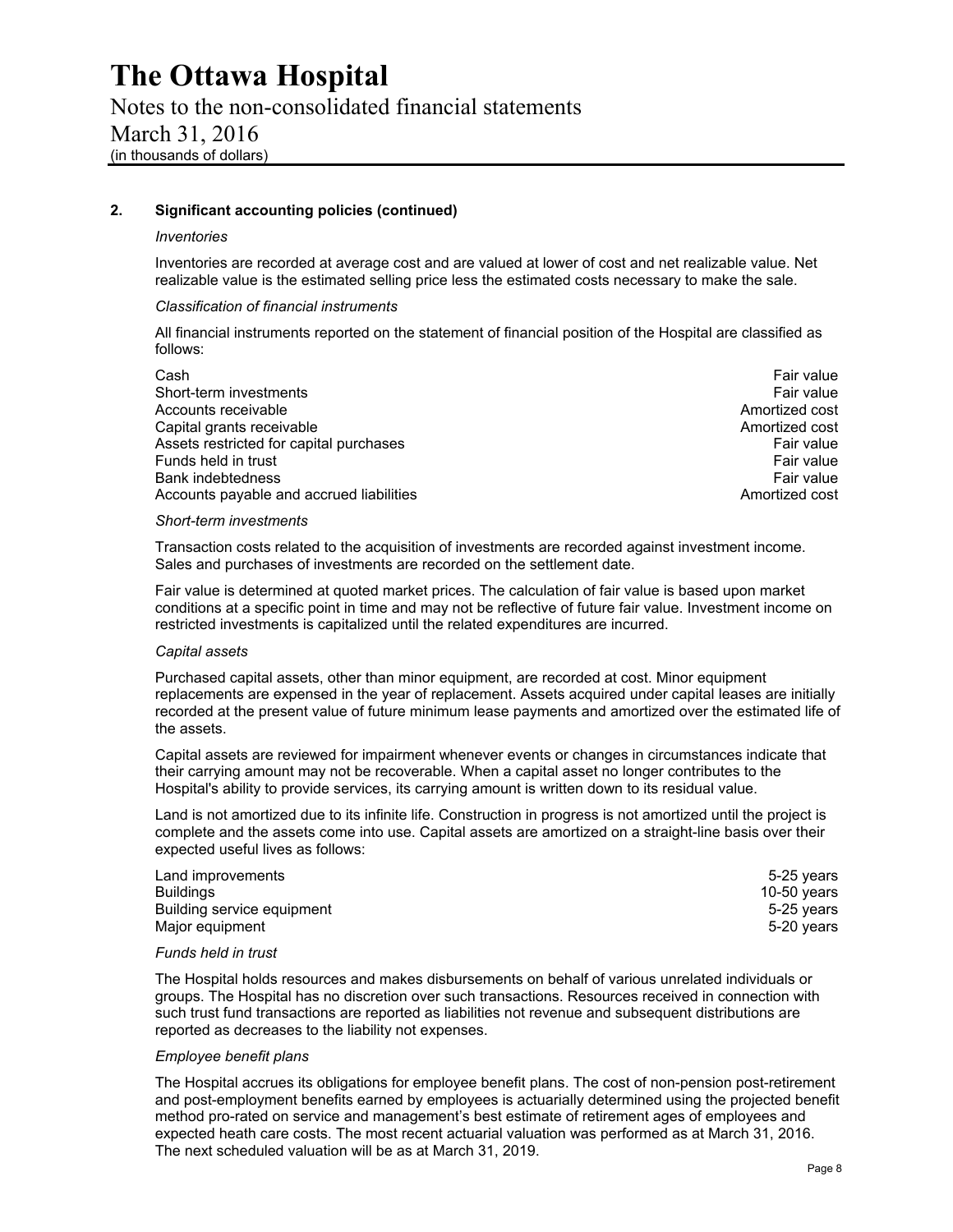# The Ottawa Hospital

Notes to the non-consolidated financial statements

March 31, 2016

(in thousands of dollars)

## 2. Significant accounting policies (continued)

*Inventories*

Inventories are recorded at average cost and are valued at lower of cost and net realizable value. Net realizable value is the estimated selling price less the estimated costs necessary to make the sale.

*Classification of financial instruments*

All financial instruments reported on the statement of financial position of the Hospital are classified as follows:

| | |
|---|---|
| Cash | Fair value |
| Short-term investments | Fair value |
| Accounts receivable | Amortized cost |
| Capital grants receivable | Amortized cost |
| Assets restricted for capital purchases | Fair value |
| Funds held in trust | Fair value |
| Bank indebtedness | Fair value |
| Accounts payable and accrued liabilities | Amortized cost |

*Short-term investments*

Transaction costs related to the acquisition of investments are recorded against investment income. Sales and purchases of investments are recorded on the settlement date.

Fair value is determined at quoted market prices. The calculation of fair value is based upon market conditions at a specific point in time and may not be reflective of future fair value. Investment income on restricted investments is capitalized until the related expenditures are incurred.

*Capital assets*

Purchased capital assets, other than minor equipment, are recorded at cost. Minor equipment replacements are expensed in the year of replacement. Assets acquired under capital leases are initially recorded at the present value of future minimum lease payments and amortized over the estimated life of the assets.

Capital assets are reviewed for impairment whenever events or changes in circumstances indicate that their carrying amount may not be recoverable. When a capital asset no longer contributes to the Hospital's ability to provide services, its carrying amount is written down to its residual value.

Land is not amortized due to its infinite life. Construction in progress is not amortized until the project is complete and the assets come into use. Capital assets are amortized on a straight-line basis over their expected useful lives as follows:

| | |
|---|---|
| Land improvements | 5-25 years |
| Buildings | 10-50 years |
| Building service equipment | 5-25 years |
| Major equipment | 5-20 years |

*Funds held in trust*

The Hospital holds resources and makes disbursements on behalf of various unrelated individuals or groups. The Hospital has no discretion over such transactions. Resources received in connection with such trust fund transactions are reported as liabilities not revenue and subsequent distributions are reported as decreases to the liability not expenses.

*Employee benefit plans*

The Hospital accrues its obligations for employee benefit plans. The cost of non-pension post-retirement and post-employment benefits earned by employees is actuarially determined using the projected benefit method pro-rated on service and management's best estimate of retirement ages of employees and expected heath care costs. The most recent actuarial valuation was performed as at March 31, 2016. The next scheduled valuation will be as at March 31, 2019.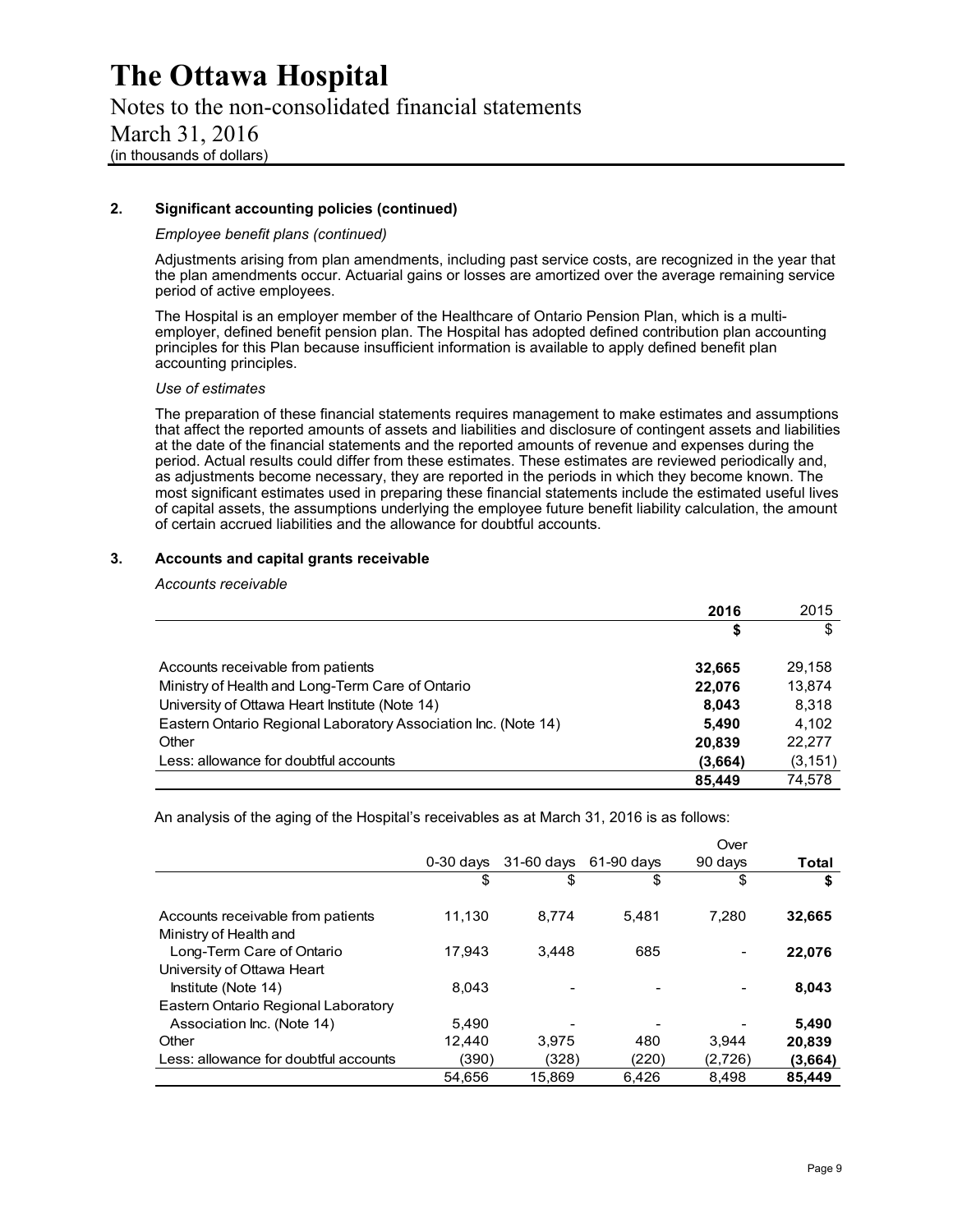# The Ottawa Hospital

Notes to the non-consolidated financial statements
March 31, 2016
(in thousands of dollars)

## 2. Significant accounting policies (continued)

*Employee benefit plans (continued)*

Adjustments arising from plan amendments, including past service costs, are recognized in the year that the plan amendments occur. Actuarial gains or losses are amortized over the average remaining service period of active employees.

The Hospital is an employer member of the Healthcare of Ontario Pension Plan, which is a multi-employer, defined benefit pension plan. The Hospital has adopted defined contribution plan accounting principles for this Plan because insufficient information is available to apply defined benefit plan accounting principles.

*Use of estimates*

The preparation of these financial statements requires management to make estimates and assumptions that affect the reported amounts of assets and liabilities and disclosure of contingent assets and liabilities at the date of the financial statements and the reported amounts of revenue and expenses during the period. Actual results could differ from these estimates. These estimates are reviewed periodically and, as adjustments become necessary, they are reported in the periods in which they become known. The most significant estimates used in preparing these financial statements include the estimated useful lives of capital assets, the assumptions underlying the employee future benefit liability calculation, the amount of certain accrued liabilities and the allowance for doubtful accounts.

## 3. Accounts and capital grants receivable

*Accounts receivable*

| | **2016** | 2015 |
|---|---|---|
| | **$** | $ |
| Accounts receivable from patients | **32,665** | 29,158 |
| Ministry of Health and Long-Term Care of Ontario | **22,076** | 13,874 |
| University of Ottawa Heart Institute (Note 14) | **8,043** | 8,318 |
| Eastern Ontario Regional Laboratory Association Inc. (Note 14) | **5,490** | 4,102 |
| Other | **20,839** | 22,277 |
| Less: allowance for doubtful accounts | **(3,664)** | (3,151) |
| | **85,449** | 74,578 |

An analysis of the aging of the Hospital's receivables as at March 31, 2016 is as follows:

| | 0-30 days | 31-60 days | 61-90 days | Over 90 days | **Total** |
|---|---|---|---|---|---|
| | $ | $ | $ | $ | **$** |
| Accounts receivable from patients | 11,130 | 8,774 | 5,481 | 7,280 | **32,665** |
| Ministry of Health and Long-Term Care of Ontario | 17,943 | 3,448 | 685 | - | **22,076** |
| University of Ottawa Heart Institute (Note 14) | 8,043 | - | - | - | **8,043** |
| Eastern Ontario Regional Laboratory Association Inc. (Note 14) | 5,490 | - | - | - | **5,490** |
| Other | 12,440 | 3,975 | 480 | 3,944 | **20,839** |
| Less: allowance for doubtful accounts | (390) | (328) | (220) | (2,726) | **(3,664)** |
| | 54,656 | 15,869 | 6,426 | 8,498 | **85,449** |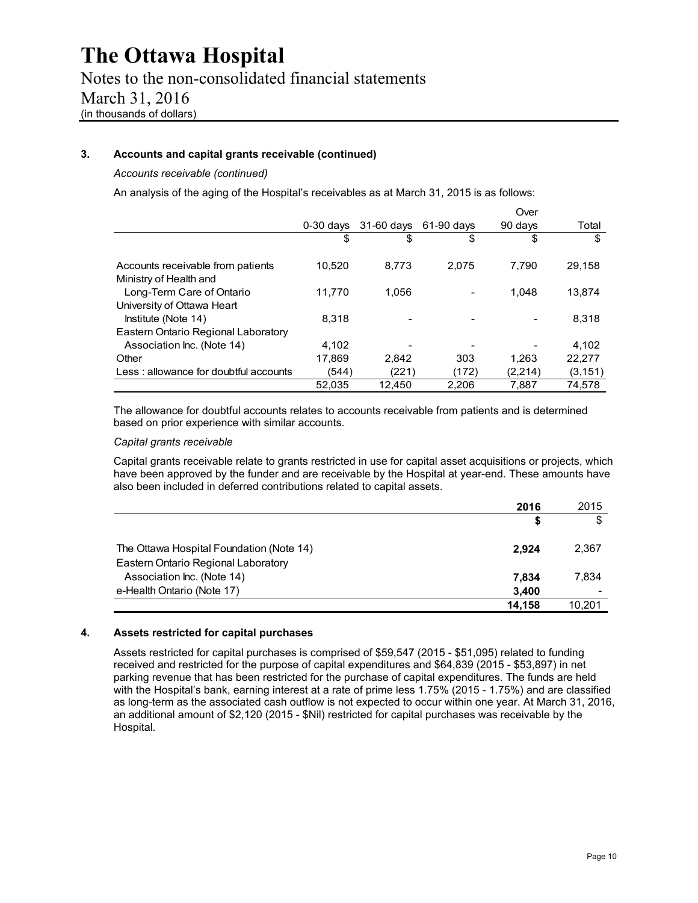### 3. Accounts and capital grants receivable (continued)

*Accounts receivable (continued)*

An analysis of the aging of the Hospital's receivables as at March 31, 2015 is as follows:

| | 0-30 days | 31-60 days | 61-90 days | Over 90 days | Total |
|---|---|---|---|---|---|
| | $ | $ | $ | $ | $ |
| Accounts receivable from patients | 10,520 | 8,773 | 2,075 | 7,790 | 29,158 |
| Ministry of Health and Long-Term Care of Ontario | 11,770 | 1,056 | - | 1,048 | 13,874 |
| University of Ottawa Heart Institute (Note 14) | 8,318 | - | - | - | 8,318 |
| Eastern Ontario Regional Laboratory Association Inc. (Note 14) | 4,102 | - | - | - | 4,102 |
| Other | 17,869 | 2,842 | 303 | 1,263 | 22,277 |
| Less : allowance for doubtful accounts | (544) | (221) | (172) | (2,214) | (3,151) |
| | 52,035 | 12,450 | 2,206 | 7,887 | 74,578 |

The allowance for doubtful accounts relates to accounts receivable from patients and is determined based on prior experience with similar accounts.

*Capital grants receivable*

Capital grants receivable relate to grants restricted in use for capital asset acquisitions or projects, which have been approved by the funder and are receivable by the Hospital at year-end. These amounts have also been included in deferred contributions related to capital assets.

| | **2016** | 2015 |
|---|---|---|
| | **$** | $ |
| The Ottawa Hospital Foundation (Note 14) | **2,924** | 2,367 |
| Eastern Ontario Regional Laboratory Association Inc. (Note 14) | **7,834** | 7,834 |
| e-Health Ontario (Note 17) | **3,400** | - |
| | **14,158** | 10,201 |

### 4. Assets restricted for capital purchases

Assets restricted for capital purchases is comprised of $59,547 (2015 - $51,095) related to funding received and restricted for the purpose of capital expenditures and $64,839 (2015 - $53,897) in net parking revenue that has been restricted for the purchase of capital expenditures. The funds are held with the Hospital's bank, earning interest at a rate of prime less 1.75% (2015 - 1.75%) and are classified as long-term as the associated cash outflow is not expected to occur within one year. At March 31, 2016, an additional amount of $2,120 (2015 - $Nil) restricted for capital purchases was receivable by the Hospital.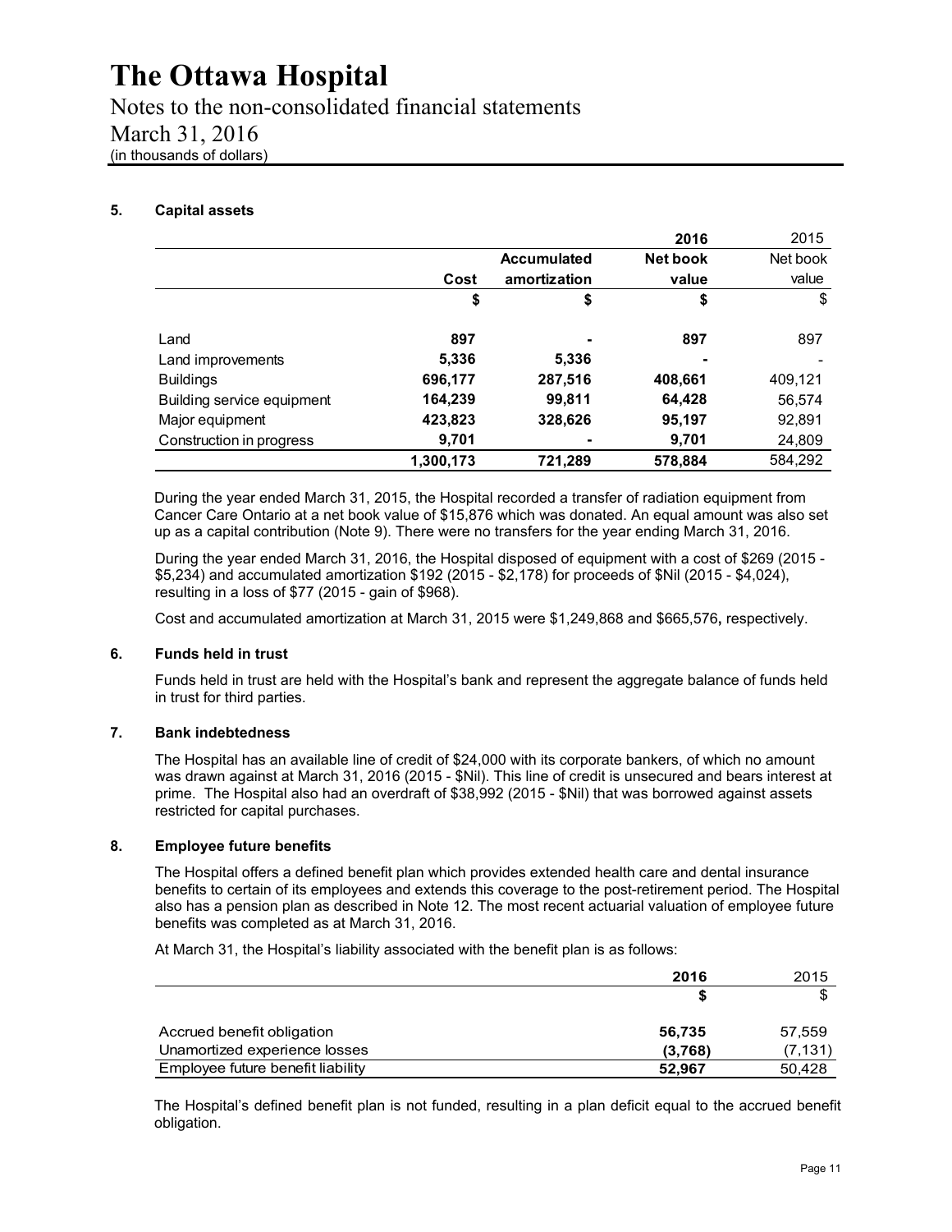# The Ottawa Hospital

Notes to the non-consolidated financial statements
March 31, 2016
(in thousands of dollars)

## 5. Capital assets

| | | | 2016 | 2015 |
|---|---|---|---|---|
| | Cost | Accumulated amortization | Net book value | Net book value |
| | $ | $ | $ | $ |
| Land | 897 | - | 897 | 897 |
| Land improvements | 5,336 | 5,336 | - | - |
| Buildings | 696,177 | 287,516 | 408,661 | 409,121 |
| Building service equipment | 164,239 | 99,811 | 64,428 | 56,574 |
| Major equipment | 423,823 | 328,626 | 95,197 | 92,891 |
| Construction in progress | 9,701 | - | 9,701 | 24,809 |
| | 1,300,173 | 721,289 | 578,884 | 584,292 |

During the year ended March 31, 2015, the Hospital recorded a transfer of radiation equipment from Cancer Care Ontario at a net book value of $15,876 which was donated. An equal amount was also set up as a capital contribution (Note 9). There were no transfers for the year ending March 31, 2016.

During the year ended March 31, 2016, the Hospital disposed of equipment with a cost of $269 (2015 - $5,234) and accumulated amortization $192 (2015 - $2,178) for proceeds of $Nil (2015 - $4,024), resulting in a loss of $77 (2015 - gain of $968).

Cost and accumulated amortization at March 31, 2015 were $1,249,868 and $665,576, respectively.

## 6. Funds held in trust

Funds held in trust are held with the Hospital's bank and represent the aggregate balance of funds held in trust for third parties.

## 7. Bank indebtedness

The Hospital has an available line of credit of $24,000 with its corporate bankers, of which no amount was drawn against at March 31, 2016 (2015 - $Nil). This line of credit is unsecured and bears interest at prime. The Hospital also had an overdraft of $38,992 (2015 - $Nil) that was borrowed against assets restricted for capital purchases.

## 8. Employee future benefits

The Hospital offers a defined benefit plan which provides extended health care and dental insurance benefits to certain of its employees and extends this coverage to the post-retirement period. The Hospital also has a pension plan as described in Note 12. The most recent actuarial valuation of employee future benefits was completed as at March 31, 2016.

At March 31, the Hospital's liability associated with the benefit plan is as follows:

| | 2016 | 2015 |
|---|---|---|
| | $ | $ |
| Accrued benefit obligation | 56,735 | 57,559 |
| Unamortized experience losses | (3,768) | (7,131) |
| Employee future benefit liability | 52,967 | 50,428 |

The Hospital's defined benefit plan is not funded, resulting in a plan deficit equal to the accrued benefit obligation.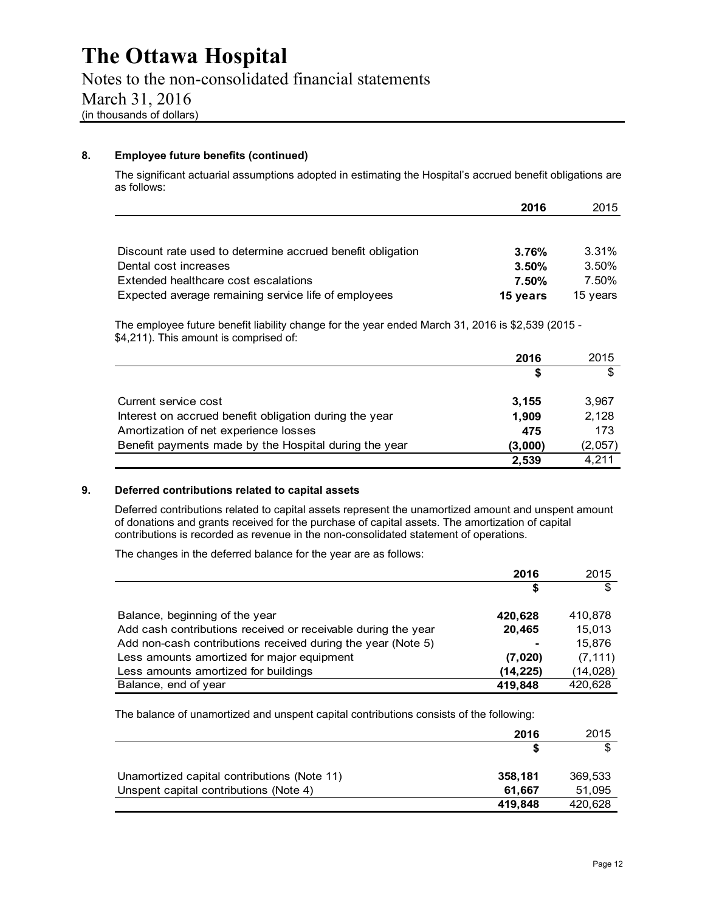# The Ottawa Hospital

Notes to the non-consolidated financial statements
March 31, 2016
(in thousands of dollars)

## 8. Employee future benefits (continued)

The significant actuarial assumptions adopted in estimating the Hospital's accrued benefit obligations are as follows:

| | **2016** | 2015 |
|---|---|---|
| Discount rate used to determine accrued benefit obligation | **3.76%** | 3.31% |
| Dental cost increases | **3.50%** | 3.50% |
| Extended healthcare cost escalations | **7.50%** | 7.50% |
| Expected average remaining service life of employees | **15 years** | 15 years |

The employee future benefit liability change for the year ended March 31, 2016 is $2,539 (2015 - $4,211). This amount is comprised of:

| | **2016** | 2015 |
|---|---|---|
| | **$** | $ |
| Current service cost | **3,155** | 3,967 |
| Interest on accrued benefit obligation during the year | **1,909** | 2,128 |
| Amortization of net experience losses | **475** | 173 |
| Benefit payments made by the Hospital during the year | **(3,000)** | (2,057) |
| | **2,539** | 4,211 |

## 9. Deferred contributions related to capital assets

Deferred contributions related to capital assets represent the unamortized amount and unspent amount of donations and grants received for the purchase of capital assets. The amortization of capital contributions is recorded as revenue in the non-consolidated statement of operations.

The changes in the deferred balance for the year are as follows:

| | **2016** | 2015 |
|---|---|---|
| | **$** | $ |
| Balance, beginning of the year | **420,628** | 410,878 |
| Add cash contributions received or receivable during the year | **20,465** | 15,013 |
| Add non-cash contributions received during the year (Note 5) | **-** | 15,876 |
| Less amounts amortized for major equipment | **(7,020)** | (7,111) |
| Less amounts amortized for buildings | **(14,225)** | (14,028) |
| Balance, end of year | **419,848** | 420,628 |

The balance of unamortized and unspent capital contributions consists of the following:

| | **2016** | 2015 |
|---|---|---|
| | **$** | $ |
| Unamortized capital contributions (Note 11) | **358,181** | 369,533 |
| Unspent capital contributions (Note 4) | **61,667** | 51,095 |
| | **419,848** | 420,628 |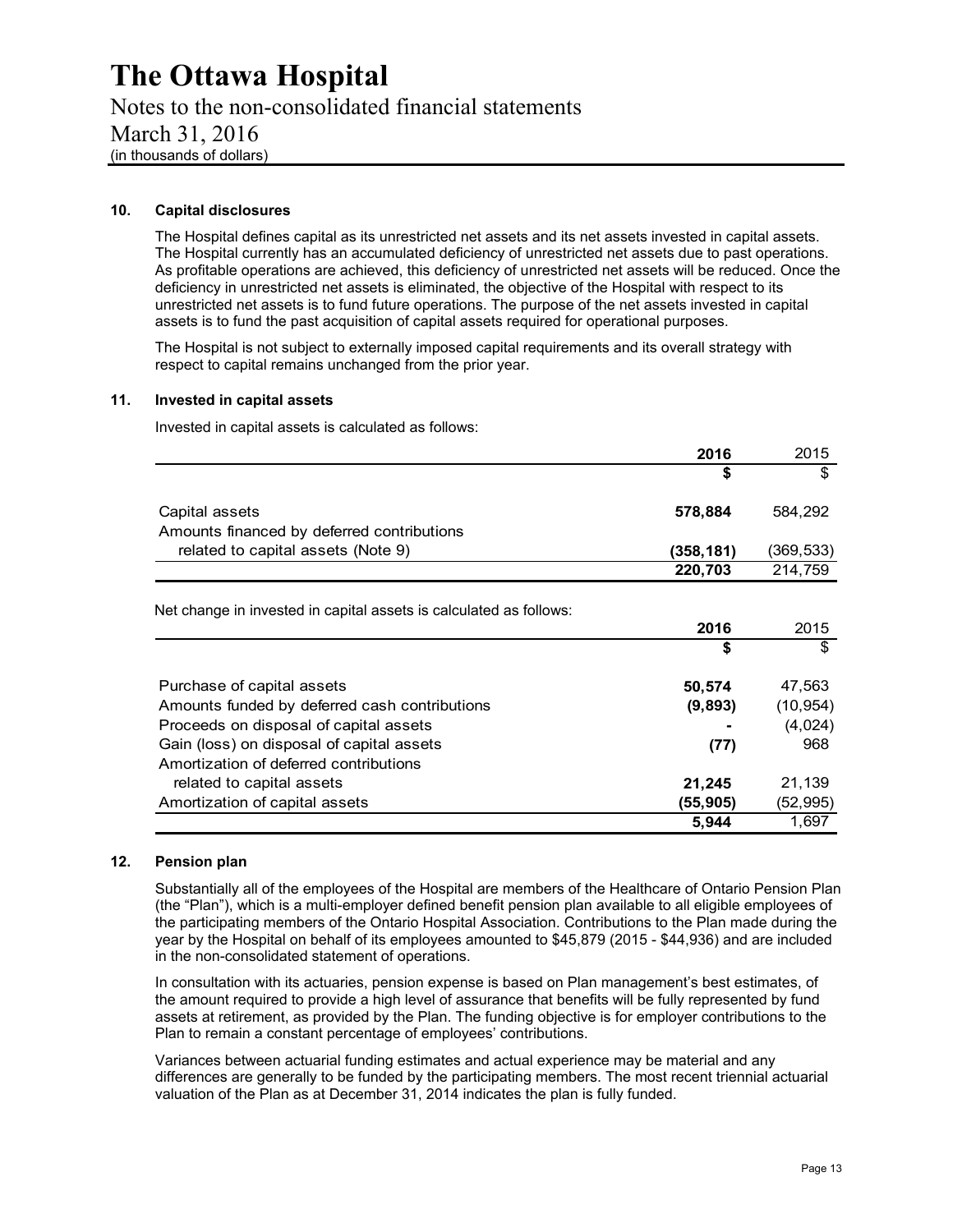# The Ottawa Hospital

Notes to the non-consolidated financial statements
March 31, 2016
(in thousands of dollars)

## 10. Capital disclosures

The Hospital defines capital as its unrestricted net assets and its net assets invested in capital assets. The Hospital currently has an accumulated deficiency of unrestricted net assets due to past operations. As profitable operations are achieved, this deficiency of unrestricted net assets will be reduced. Once the deficiency in unrestricted net assets is eliminated, the objective of the Hospital with respect to its unrestricted net assets is to fund future operations. The purpose of the net assets invested in capital assets is to fund the past acquisition of capital assets required for operational purposes.

The Hospital is not subject to externally imposed capital requirements and its overall strategy with respect to capital remains unchanged from the prior year.

## 11. Invested in capital assets

Invested in capital assets is calculated as follows:

| | **2016** | 2015 |
|---|---|---|
| | **$** | $ |
| Capital assets | **578,884** | 584,292 |
| Amounts financed by deferred contributions related to capital assets (Note 9) | **(358,181)** | (369,533) |
| | **220,703** | 214,759 |

Net change in invested in capital assets is calculated as follows:

| | **2016** | 2015 |
|---|---|---|
| | **$** | $ |
| Purchase of capital assets | **50,574** | 47,563 |
| Amounts funded by deferred cash contributions | **(9,893)** | (10,954) |
| Proceeds on disposal of capital assets | **-** | (4,024) |
| Gain (loss) on disposal of capital assets | **(77)** | 968 |
| Amortization of deferred contributions related to capital assets | **21,245** | 21,139 |
| Amortization of capital assets | **(55,905)** | (52,995) |
| | **5,944** | 1,697 |

## 12. Pension plan

Substantially all of the employees of the Hospital are members of the Healthcare of Ontario Pension Plan (the "Plan"), which is a multi-employer defined benefit pension plan available to all eligible employees of the participating members of the Ontario Hospital Association. Contributions to the Plan made during the year by the Hospital on behalf of its employees amounted to $45,879 (2015 - $44,936) and are included in the non-consolidated statement of operations.

In consultation with its actuaries, pension expense is based on Plan management's best estimates, of the amount required to provide a high level of assurance that benefits will be fully represented by fund assets at retirement, as provided by the Plan. The funding objective is for employer contributions to the Plan to remain a constant percentage of employees' contributions.

Variances between actuarial funding estimates and actual experience may be material and any differences are generally to be funded by the participating members. The most recent triennial actuarial valuation of the Plan as at December 31, 2014 indicates the plan is fully funded.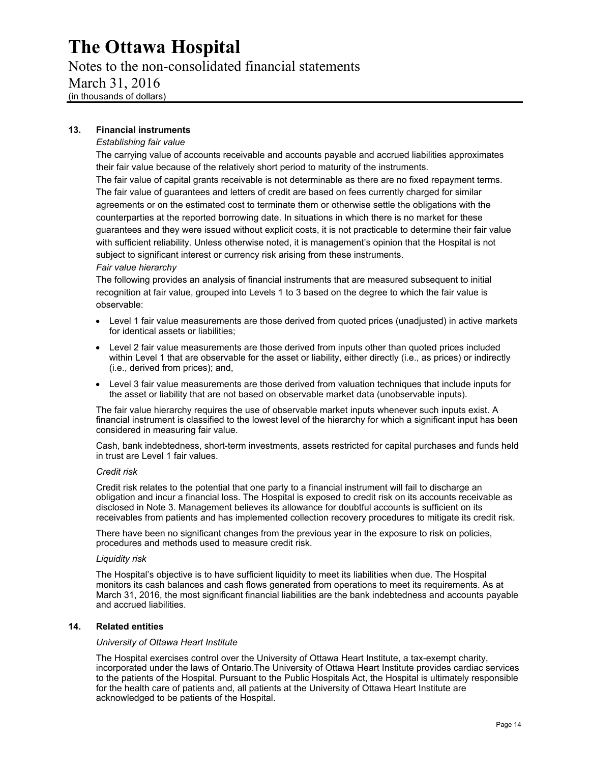# The Ottawa Hospital

Notes to the non-consolidated financial statements

March 31, 2016

(in thousands of dollars)

## 13. Financial instruments

*Establishing fair value*

The carrying value of accounts receivable and accounts payable and accrued liabilities approximates their fair value because of the relatively short period to maturity of the instruments.

The fair value of capital grants receivable is not determinable as there are no fixed repayment terms.

The fair value of guarantees and letters of credit are based on fees currently charged for similar agreements or on the estimated cost to terminate them or otherwise settle the obligations with the counterparties at the reported borrowing date. In situations in which there is no market for these guarantees and they were issued without explicit costs, it is not practicable to determine their fair value with sufficient reliability. Unless otherwise noted, it is management's opinion that the Hospital is not subject to significant interest or currency risk arising from these instruments.

*Fair value hierarchy*

The following provides an analysis of financial instruments that are measured subsequent to initial recognition at fair value, grouped into Levels 1 to 3 based on the degree to which the fair value is observable:

- Level 1 fair value measurements are those derived from quoted prices (unadjusted) in active markets for identical assets or liabilities;
- Level 2 fair value measurements are those derived from inputs other than quoted prices included within Level 1 that are observable for the asset or liability, either directly (i.e., as prices) or indirectly (i.e., derived from prices); and,
- Level 3 fair value measurements are those derived from valuation techniques that include inputs for the asset or liability that are not based on observable market data (unobservable inputs).

The fair value hierarchy requires the use of observable market inputs whenever such inputs exist. A financial instrument is classified to the lowest level of the hierarchy for which a significant input has been considered in measuring fair value.

Cash, bank indebtedness, short-term investments, assets restricted for capital purchases and funds held in trust are Level 1 fair values.

*Credit risk*

Credit risk relates to the potential that one party to a financial instrument will fail to discharge an obligation and incur a financial loss. The Hospital is exposed to credit risk on its accounts receivable as disclosed in Note 3. Management believes its allowance for doubtful accounts is sufficient on its receivables from patients and has implemented collection recovery procedures to mitigate its credit risk.

There have been no significant changes from the previous year in the exposure to risk on policies, procedures and methods used to measure credit risk.

*Liquidity risk*

The Hospital's objective is to have sufficient liquidity to meet its liabilities when due. The Hospital monitors its cash balances and cash flows generated from operations to meet its requirements. As at March 31, 2016, the most significant financial liabilities are the bank indebtedness and accounts payable and accrued liabilities.

## 14. Related entities

*University of Ottawa Heart Institute*

The Hospital exercises control over the University of Ottawa Heart Institute, a tax-exempt charity, incorporated under the laws of Ontario.The University of Ottawa Heart Institute provides cardiac services to the patients of the Hospital. Pursuant to the Public Hospitals Act, the Hospital is ultimately responsible for the health care of patients and, all patients at the University of Ottawa Heart Institute are acknowledged to be patients of the Hospital.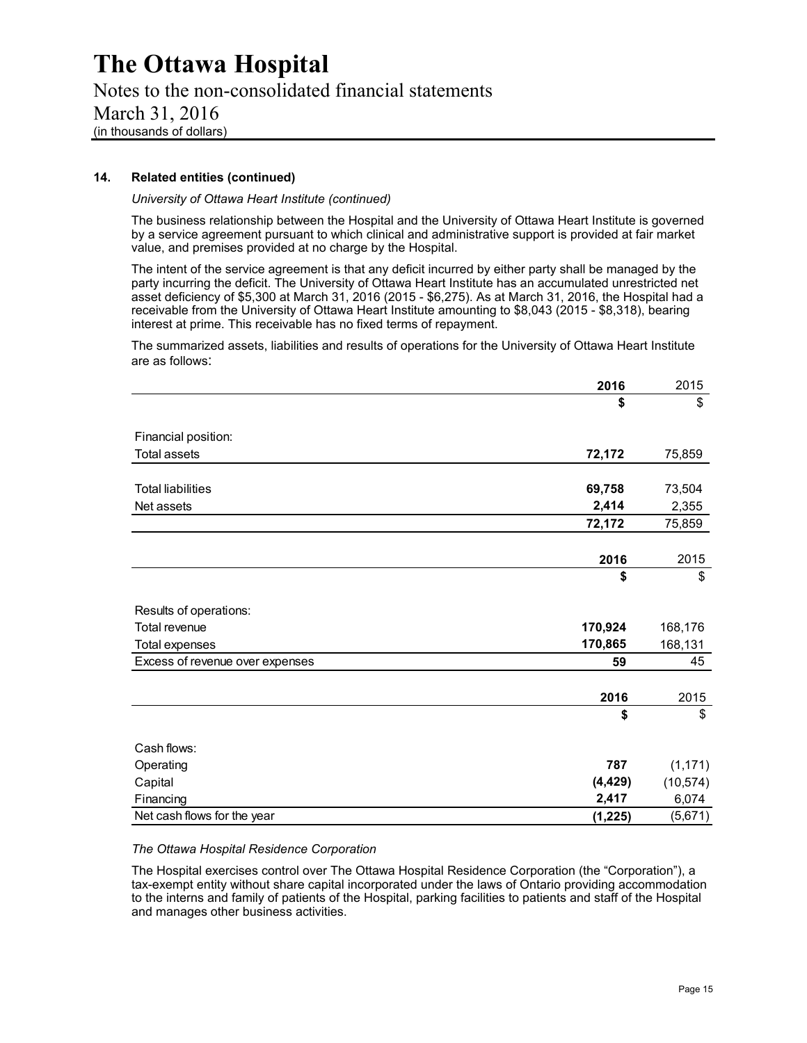### 14. Related entities (continued)

*University of Ottawa Heart Institute (continued)*

The business relationship between the Hospital and the University of Ottawa Heart Institute is governed by a service agreement pursuant to which clinical and administrative support is provided at fair market value, and premises provided at no charge by the Hospital.

The intent of the service agreement is that any deficit incurred by either party shall be managed by the party incurring the deficit. The University of Ottawa Heart Institute has an accumulated unrestricted net asset deficiency of $5,300 at March 31, 2016 (2015 - $6,275). As at March 31, 2016, the Hospital had a receivable from the University of Ottawa Heart Institute amounting to $8,043 (2015 - $8,318), bearing interest at prime. This receivable has no fixed terms of repayment.

The summarized assets, liabilities and results of operations for the University of Ottawa Heart Institute are as follows:

| | **2016** | 2015 |
|---|---|---|
| | **$** | $ |
| Financial position: | | |
| Total assets | **72,172** | 75,859 |
| Total liabilities | **69,758** | 73,504 |
| Net assets | **2,414** | 2,355 |
| | **72,172** | 75,859 |

| | **2016** | 2015 |
|---|---|---|
| | **$** | $ |
| Results of operations: | | |
| Total revenue | **170,924** | 168,176 |
| Total expenses | **170,865** | 168,131 |
| Excess of revenue over expenses | **59** | 45 |

| | **2016** | 2015 |
|---|---|---|
| | **$** | $ |
| Cash flows: | | |
| Operating | **787** | (1,171) |
| Capital | **(4,429)** | (10,574) |
| Financing | **2,417** | 6,074 |
| Net cash flows for the year | **(1,225)** | (5,671) |

*The Ottawa Hospital Residence Corporation*

The Hospital exercises control over The Ottawa Hospital Residence Corporation (the "Corporation"), a tax-exempt entity without share capital incorporated under the laws of Ontario providing accommodation to the interns and family of patients of the Hospital, parking facilities to patients and staff of the Hospital and manages other business activities.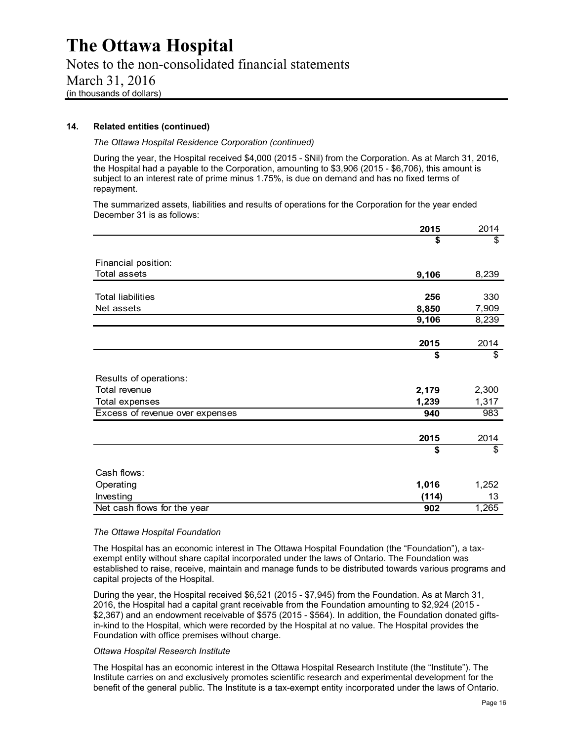### 14. Related entities (continued)

*The Ottawa Hospital Residence Corporation (continued)*

During the year, the Hospital received $4,000 (2015 - $Nil) from the Corporation. As at March 31, 2016, the Hospital had a payable to the Corporation, amounting to $3,906 (2015 - $6,706), this amount is subject to an interest rate of prime minus 1.75%, is due on demand and has no fixed terms of repayment.

The summarized assets, liabilities and results of operations for the Corporation for the year ended December 31 is as follows:

| | **2015** | 2014 |
|---|---|---|
| | **$** | $ |
| Financial position: | | |
| Total assets | **9,106** | 8,239 |
| Total liabilities | **256** | 330 |
| Net assets | **8,850** | 7,909 |
| | **9,106** | 8,239 |

| | **2015** | 2014 |
|---|---|---|
| | **$** | $ |
| Results of operations: | | |
| Total revenue | **2,179** | 2,300 |
| Total expenses | **1,239** | 1,317 |
| Excess of revenue over expenses | **940** | 983 |

| | **2015** | 2014 |
|---|---|---|
| | **$** | $ |
| Cash flows: | | |
| Operating | **1,016** | 1,252 |
| Investing | **(114)** | 13 |
| Net cash flows for the year | **902** | 1,265 |

*The Ottawa Hospital Foundation*

The Hospital has an economic interest in The Ottawa Hospital Foundation (the "Foundation"), a tax-exempt entity without share capital incorporated under the laws of Ontario. The Foundation was established to raise, receive, maintain and manage funds to be distributed towards various programs and capital projects of the Hospital.

During the year, the Hospital received $6,521 (2015 - $7,945) from the Foundation. As at March 31, 2016, the Hospital had a capital grant receivable from the Foundation amounting to $2,924 (2015 - $2,367) and an endowment receivable of $575 (2015 - $564). In addition, the Foundation donated gifts-in-kind to the Hospital, which were recorded by the Hospital at no value. The Hospital provides the Foundation with office premises without charge.

*Ottawa Hospital Research Institute*

The Hospital has an economic interest in the Ottawa Hospital Research Institute (the "Institute"). The Institute carries on and exclusively promotes scientific research and experimental development for the benefit of the general public. The Institute is a tax-exempt entity incorporated under the laws of Ontario.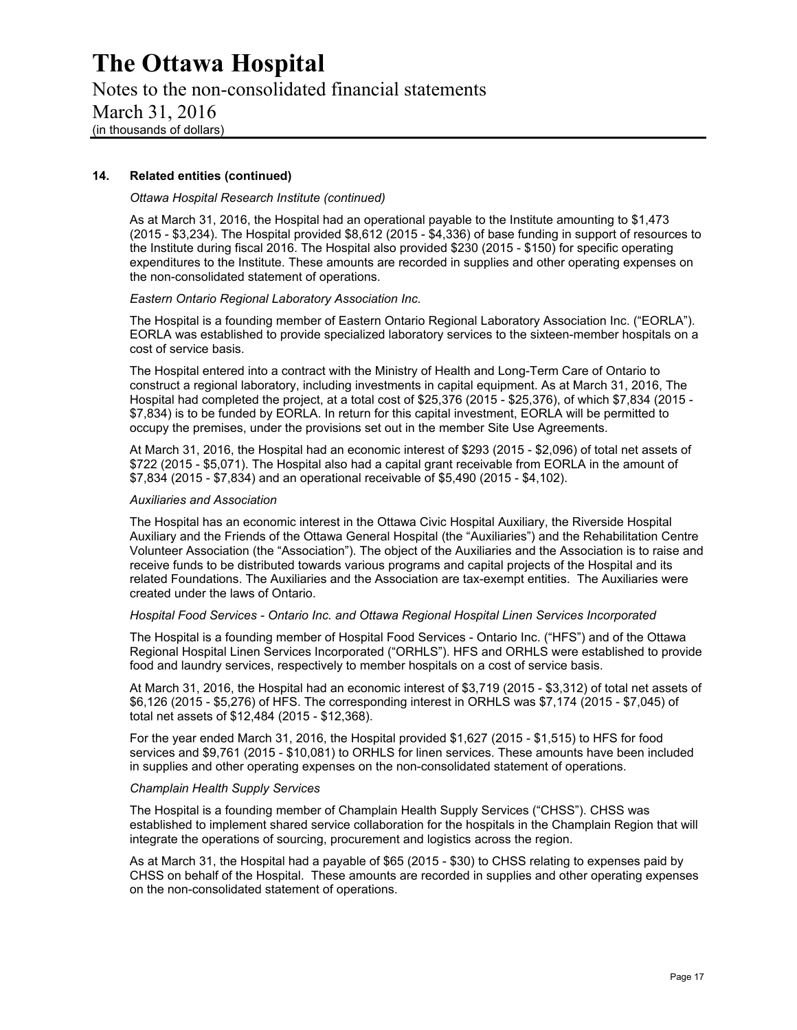# The Ottawa Hospital

Notes to the non-consolidated financial statements
March 31, 2016
(in thousands of dollars)

## 14. Related entities (continued)

*Ottawa Hospital Research Institute (continued)*

As at March 31, 2016, the Hospital had an operational payable to the Institute amounting to $1,473 (2015 - $3,234). The Hospital provided $8,612 (2015 - $4,336) of base funding in support of resources to the Institute during fiscal 2016. The Hospital also provided $230 (2015 - $150) for specific operating expenditures to the Institute. These amounts are recorded in supplies and other operating expenses on the non-consolidated statement of operations.

*Eastern Ontario Regional Laboratory Association Inc.*

The Hospital is a founding member of Eastern Ontario Regional Laboratory Association Inc. ("EORLA"). EORLA was established to provide specialized laboratory services to the sixteen-member hospitals on a cost of service basis.

The Hospital entered into a contract with the Ministry of Health and Long-Term Care of Ontario to construct a regional laboratory, including investments in capital equipment. As at March 31, 2016, The Hospital had completed the project, at a total cost of $25,376 (2015 - $25,376), of which $7,834 (2015 - $7,834) is to be funded by EORLA. In return for this capital investment, EORLA will be permitted to occupy the premises, under the provisions set out in the member Site Use Agreements.

At March 31, 2016, the Hospital had an economic interest of $293 (2015 - $2,096) of total net assets of $722 (2015 - $5,071). The Hospital also had a capital grant receivable from EORLA in the amount of $7,834 (2015 - $7,834) and an operational receivable of $5,490 (2015 - $4,102).

*Auxiliaries and Association*

The Hospital has an economic interest in the Ottawa Civic Hospital Auxiliary, the Riverside Hospital Auxiliary and the Friends of the Ottawa General Hospital (the "Auxiliaries") and the Rehabilitation Centre Volunteer Association (the "Association"). The object of the Auxiliaries and the Association is to raise and receive funds to be distributed towards various programs and capital projects of the Hospital and its related Foundations. The Auxiliaries and the Association are tax-exempt entities. The Auxiliaries were created under the laws of Ontario.

*Hospital Food Services - Ontario Inc. and Ottawa Regional Hospital Linen Services Incorporated*

The Hospital is a founding member of Hospital Food Services - Ontario Inc. ("HFS") and of the Ottawa Regional Hospital Linen Services Incorporated ("ORHLS"). HFS and ORHLS were established to provide food and laundry services, respectively to member hospitals on a cost of service basis.

At March 31, 2016, the Hospital had an economic interest of $3,719 (2015 - $3,312) of total net assets of $6,126 (2015 - $5,276) of HFS. The corresponding interest in ORHLS was $7,174 (2015 - $7,045) of total net assets of $12,484 (2015 - $12,368).

For the year ended March 31, 2016, the Hospital provided $1,627 (2015 - $1,515) to HFS for food services and $9,761 (2015 - $10,081) to ORHLS for linen services. These amounts have been included in supplies and other operating expenses on the non-consolidated statement of operations.

*Champlain Health Supply Services*

The Hospital is a founding member of Champlain Health Supply Services ("CHSS"). CHSS was established to implement shared service collaboration for the hospitals in the Champlain Region that will integrate the operations of sourcing, procurement and logistics across the region.

As at March 31, the Hospital had a payable of $65 (2015 - $30) to CHSS relating to expenses paid by CHSS on behalf of the Hospital. These amounts are recorded in supplies and other operating expenses on the non-consolidated statement of operations.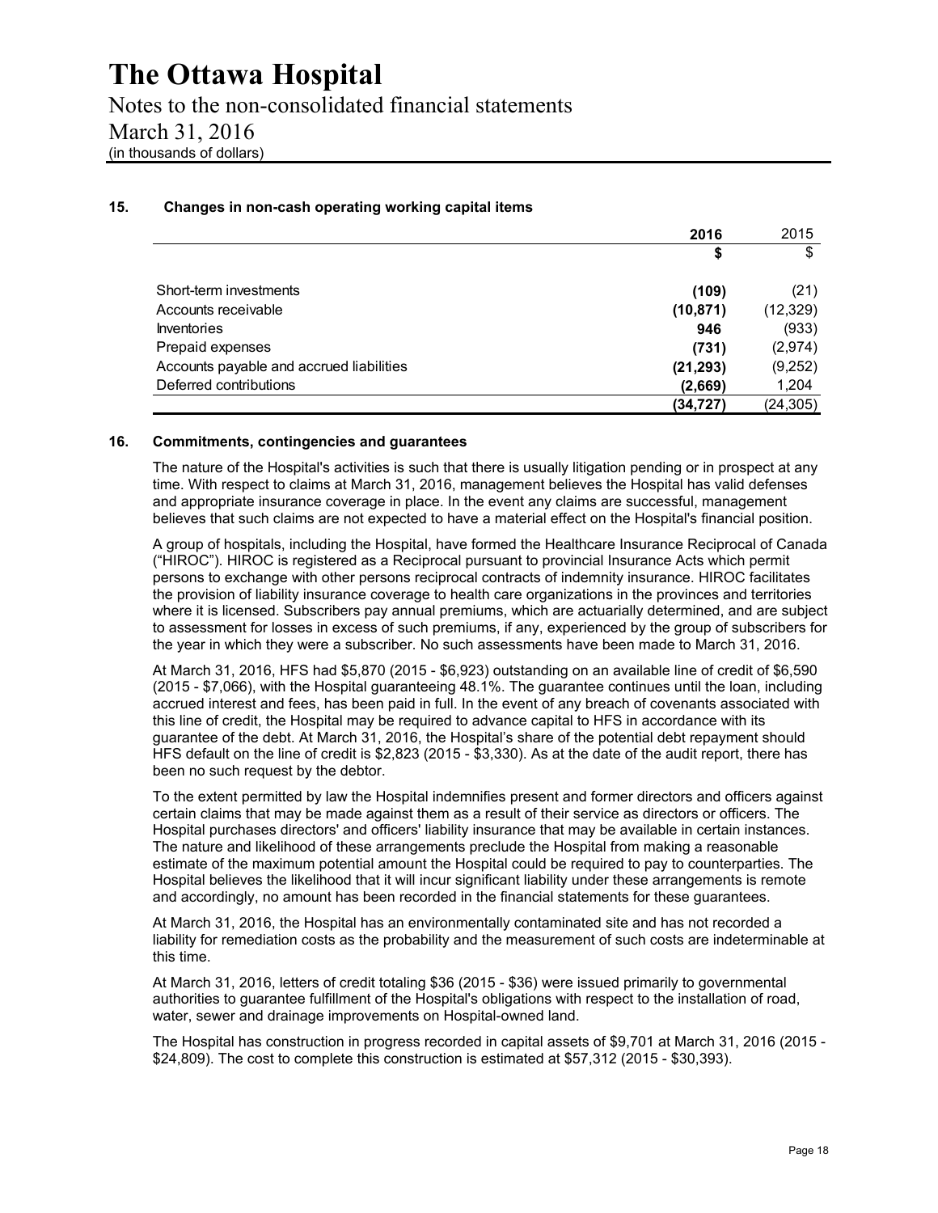# The Ottawa Hospital

Notes to the non-consolidated financial statements
March 31, 2016
(in thousands of dollars)

## 15. Changes in non-cash operating working capital items

| | 2016 | 2015 |
|---|---|---|
| | $ | $ |
| Short-term investments | (109) | (21) |
| Accounts receivable | (10,871) | (12,329) |
| Inventories | 946 | (933) |
| Prepaid expenses | (731) | (2,974) |
| Accounts payable and accrued liabilities | (21,293) | (9,252) |
| Deferred contributions | (2,669) | 1,204 |
| | (34,727) | (24,305) |

## 16. Commitments, contingencies and guarantees

The nature of the Hospital's activities is such that there is usually litigation pending or in prospect at any time. With respect to claims at March 31, 2016, management believes the Hospital has valid defenses and appropriate insurance coverage in place. In the event any claims are successful, management believes that such claims are not expected to have a material effect on the Hospital's financial position.

A group of hospitals, including the Hospital, have formed the Healthcare Insurance Reciprocal of Canada ("HIROC"). HIROC is registered as a Reciprocal pursuant to provincial Insurance Acts which permit persons to exchange with other persons reciprocal contracts of indemnity insurance. HIROC facilitates the provision of liability insurance coverage to health care organizations in the provinces and territories where it is licensed. Subscribers pay annual premiums, which are actuarially determined, and are subject to assessment for losses in excess of such premiums, if any, experienced by the group of subscribers for the year in which they were a subscriber. No such assessments have been made to March 31, 2016.

At March 31, 2016, HFS had $5,870 (2015 - $6,923) outstanding on an available line of credit of $6,590 (2015 - $7,066), with the Hospital guaranteeing 48.1%. The guarantee continues until the loan, including accrued interest and fees, has been paid in full. In the event of any breach of covenants associated with this line of credit, the Hospital may be required to advance capital to HFS in accordance with its guarantee of the debt. At March 31, 2016, the Hospital's share of the potential debt repayment should HFS default on the line of credit is $2,823 (2015 - $3,330). As at the date of the audit report, there has been no such request by the debtor.

To the extent permitted by law the Hospital indemnifies present and former directors and officers against certain claims that may be made against them as a result of their service as directors or officers. The Hospital purchases directors' and officers' liability insurance that may be available in certain instances. The nature and likelihood of these arrangements preclude the Hospital from making a reasonable estimate of the maximum potential amount the Hospital could be required to pay to counterparties. The Hospital believes the likelihood that it will incur significant liability under these arrangements is remote and accordingly, no amount has been recorded in the financial statements for these guarantees.

At March 31, 2016, the Hospital has an environmentally contaminated site and has not recorded a liability for remediation costs as the probability and the measurement of such costs are indeterminable at this time.

At March 31, 2016, letters of credit totaling $36 (2015 - $36) were issued primarily to governmental authorities to guarantee fulfillment of the Hospital's obligations with respect to the installation of road, water, sewer and drainage improvements on Hospital-owned land.

The Hospital has construction in progress recorded in capital assets of $9,701 at March 31, 2016 (2015 - $24,809). The cost to complete this construction is estimated at $57,312 (2015 - $30,393).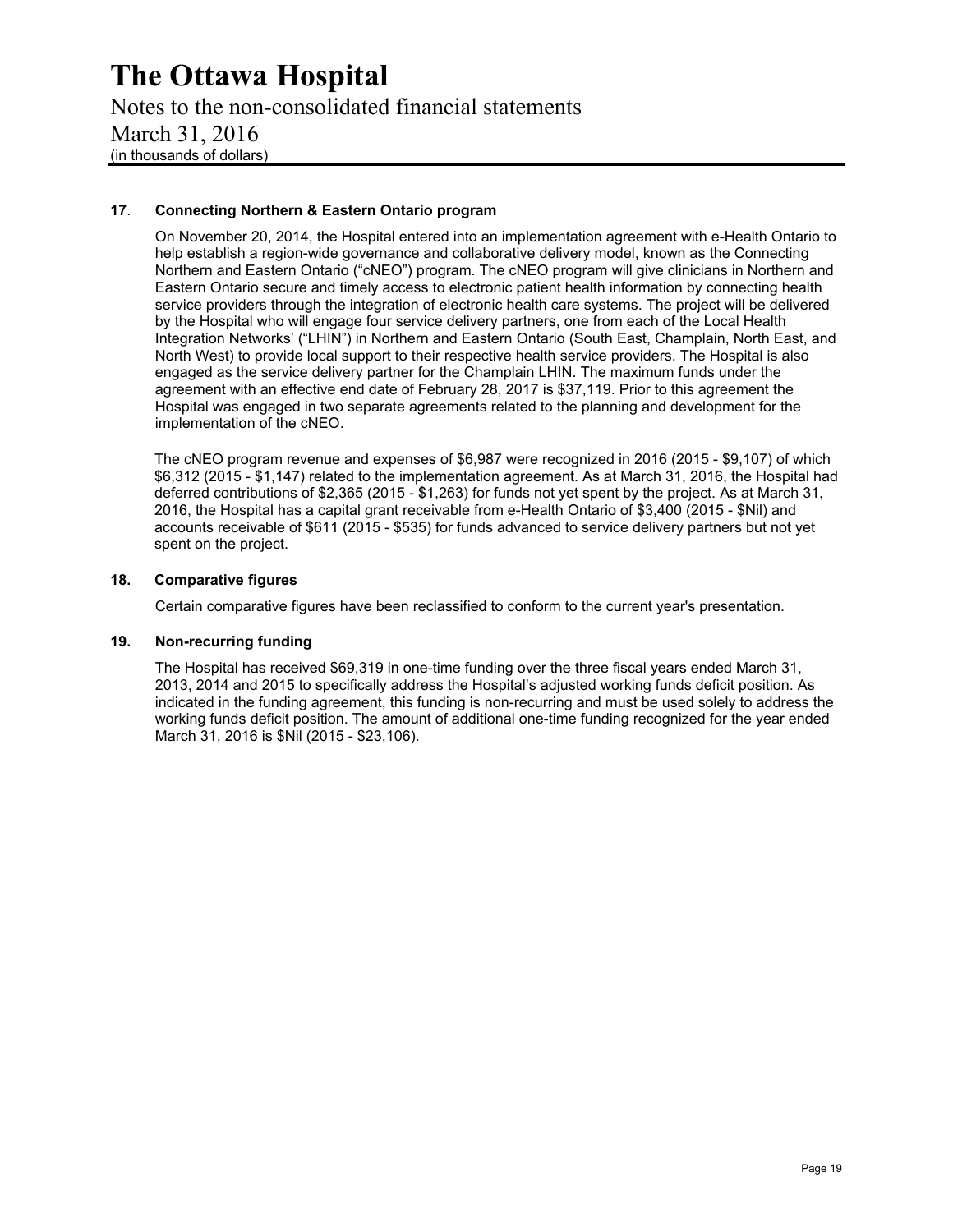# The Ottawa Hospital

Notes to the non-consolidated financial statements

March 31, 2016

(in thousands of dollars)

**17. Connecting Northern & Eastern Ontario program**

On November 20, 2014, the Hospital entered into an implementation agreement with e-Health Ontario to help establish a region-wide governance and collaborative delivery model, known as the Connecting Northern and Eastern Ontario ("cNEO") program. The cNEO program will give clinicians in Northern and Eastern Ontario secure and timely access to electronic patient health information by connecting health service providers through the integration of electronic health care systems. The project will be delivered by the Hospital who will engage four service delivery partners, one from each of the Local Health Integration Networks' ("LHIN") in Northern and Eastern Ontario (South East, Champlain, North East, and North West) to provide local support to their respective health service providers. The Hospital is also engaged as the service delivery partner for the Champlain LHIN. The maximum funds under the agreement with an effective end date of February 28, 2017 is $37,119. Prior to this agreement the Hospital was engaged in two separate agreements related to the planning and development for the implementation of the cNEO.

The cNEO program revenue and expenses of $6,987 were recognized in 2016 (2015 - $9,107) of which $6,312 (2015 - $1,147) related to the implementation agreement. As at March 31, 2016, the Hospital had deferred contributions of $2,365 (2015 - $1,263) for funds not yet spent by the project. As at March 31, 2016, the Hospital has a capital grant receivable from e-Health Ontario of $3,400 (2015 - $Nil) and accounts receivable of $611 (2015 - $535) for funds advanced to service delivery partners but not yet spent on the project.

**18. Comparative figures**

Certain comparative figures have been reclassified to conform to the current year's presentation.

**19. Non-recurring funding**

The Hospital has received $69,319 in one-time funding over the three fiscal years ended March 31, 2013, 2014 and 2015 to specifically address the Hospital's adjusted working funds deficit position. As indicated in the funding agreement, this funding is non-recurring and must be used solely to address the working funds deficit position. The amount of additional one-time funding recognized for the year ended March 31, 2016 is $Nil (2015 - $23,106).